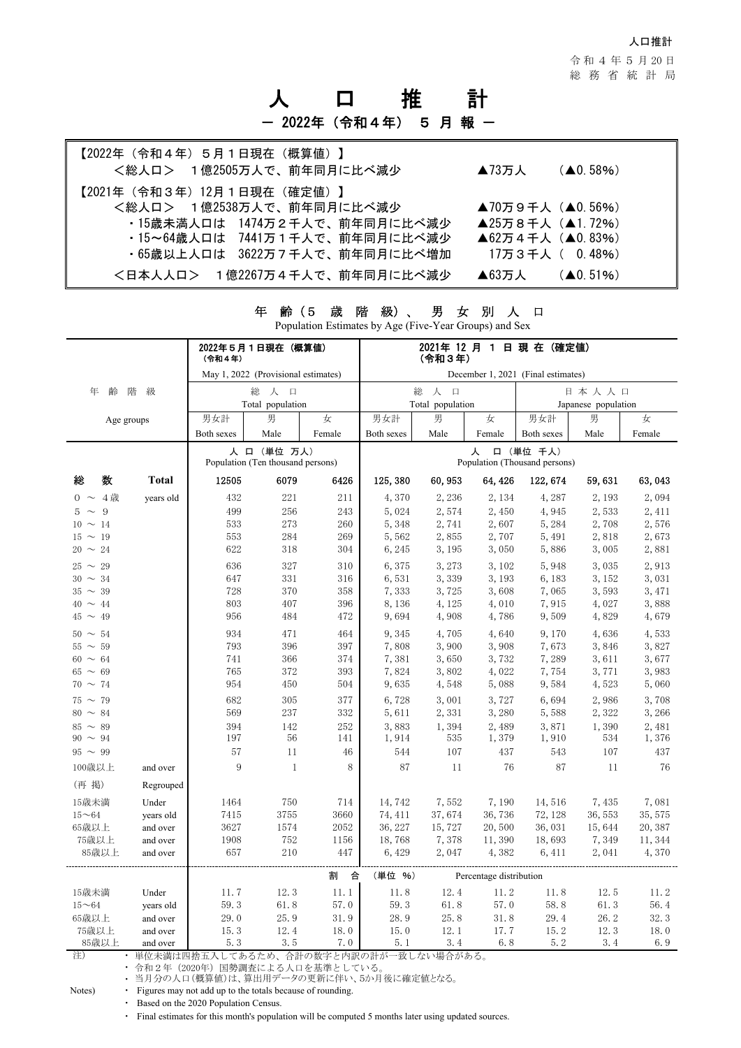人口推計

令和４年５月20日
総務省統計局

# 人　口　推　計

## － 2022年（令和４年） ５ 月 報 －

【2022年（令和４年）５月１日現在（概算値）】
　＜総人口＞　１億2505万人で、前年同月に比べ減少　▲73万人　（▲0.58%）

【2021年（令和３年）12月１日現在（確定値）】
　＜総人口＞　１億2538万人で、前年同月に比べ減少　▲70万９千人（▲0.56%）
　・15歳未満人口は　1474万２千人で、前年同月に比べ減少　▲25万８千人（▲1.72%）
　・15～64歳人口は　7441万１千人で、前年同月に比べ減少　▲62万４千人（▲0.83%）
　・65歳以上人口は　3622万７千人で、前年同月に比べ増加　17万３千人（ 0.48%）
　＜日本人人口＞　１億2267万４千人で、前年同月に比べ減少　▲63万人　（▲0.51%）

### 年齢（５歳階級）、男女別人口

Population Estimates by Age (Five-Year Groups) and Sex

| 年齢階級 Age groups | | 2022年５月１日現在（概算値）（令和４年） May 1, 2022 (Provisional estimates) 総人口 Total population | | | 2021年12月１日現在（確定値）（令和３年） December 1, 2021 (Final estimates) 総人口 Total population | | | 日本人人口 Japanese population | | |
|---|---|---|---|---|---|---|---|---|---|---|
| | | 男女計 Both sexes | 男 Male | 女 Female | 男女計 Both sexes | 男 Male | 女 Female | 男女計 Both sexes | 男 Male | 女 Female |
| | | 人口（単位 万人） Population (Ten thousand persons) | | | 人口（単位 千人） Population (Thousand persons) | | | | | |
| 総数 | Total | 12505 | 6079 | 6426 | 125,380 | 60,953 | 64,426 | 122,674 | 59,631 | 63,043 |
| 0 ～ 4歳 | years old | 432 | 221 | 211 | 4,370 | 2,236 | 2,134 | 4,287 | 2,193 | 2,094 |
| 5 ～ 9 | | 499 | 256 | 243 | 5,024 | 2,574 | 2,450 | 4,945 | 2,533 | 2,411 |
| 10 ～ 14 | | 533 | 273 | 260 | 5,348 | 2,741 | 2,607 | 5,284 | 2,708 | 2,576 |
| 15 ～ 19 | | 553 | 284 | 269 | 5,562 | 2,855 | 2,707 | 5,491 | 2,818 | 2,673 |
| 20 ～ 24 | | 622 | 318 | 304 | 6,245 | 3,195 | 3,050 | 5,886 | 3,005 | 2,881 |
| 25 ～ 29 | | 636 | 327 | 310 | 6,375 | 3,273 | 3,102 | 5,948 | 3,035 | 2,913 |
| 30 ～ 34 | | 647 | 331 | 316 | 6,531 | 3,339 | 3,193 | 6,183 | 3,152 | 3,031 |
| 35 ～ 39 | | 728 | 370 | 358 | 7,333 | 3,725 | 3,608 | 7,065 | 3,593 | 3,471 |
| 40 ～ 44 | | 803 | 407 | 396 | 8,136 | 4,125 | 4,010 | 7,915 | 4,027 | 3,888 |
| 45 ～ 49 | | 956 | 484 | 472 | 9,694 | 4,908 | 4,786 | 9,509 | 4,829 | 4,679 |
| 50 ～ 54 | | 934 | 471 | 464 | 9,345 | 4,705 | 4,640 | 9,170 | 4,636 | 4,533 |
| 55 ～ 59 | | 793 | 396 | 397 | 7,808 | 3,900 | 3,908 | 7,673 | 3,846 | 3,827 |
| 60 ～ 64 | | 741 | 366 | 374 | 7,381 | 3,650 | 3,732 | 7,289 | 3,611 | 3,677 |
| 65 ～ 69 | | 765 | 372 | 393 | 7,824 | 3,802 | 4,022 | 7,754 | 3,771 | 3,983 |
| 70 ～ 74 | | 954 | 450 | 504 | 9,635 | 4,548 | 5,088 | 9,584 | 4,523 | 5,060 |
| 75 ～ 79 | | 682 | 305 | 377 | 6,728 | 3,001 | 3,727 | 6,694 | 2,986 | 3,708 |
| 80 ～ 84 | | 569 | 237 | 332 | 5,611 | 2,331 | 3,280 | 5,588 | 2,322 | 3,266 |
| 85 ～ 89 | | 394 | 142 | 252 | 3,883 | 1,394 | 2,489 | 3,871 | 1,390 | 2,481 |
| 90 ～ 94 | | 197 | 56 | 141 | 1,914 | 535 | 1,379 | 1,910 | 534 | 1,376 |
| 95 ～ 99 | | 57 | 11 | 46 | 544 | 107 | 437 | 543 | 107 | 437 |
| 100歳以上 | and over | 9 | 1 | 8 | 87 | 11 | 76 | 87 | 11 | 76 |
| （再掲） | Regrouped | | | | | | | | | |
| 15歳未満 | Under | 1464 | 750 | 714 | 14,742 | 7,552 | 7,190 | 14,516 | 7,435 | 7,081 |
| 15～64 | years old | 7415 | 3755 | 3660 | 74,411 | 37,674 | 36,736 | 72,128 | 36,553 | 35,575 |
| 65歳以上 | and over | 3627 | 1574 | 2052 | 36,227 | 15,727 | 20,500 | 36,031 | 15,644 | 20,387 |
| 75歳以上 | and over | 1908 | 752 | 1156 | 18,768 | 7,378 | 11,390 | 18,693 | 7,349 | 11,344 |
| 85歳以上 | and over | 657 | 210 | 447 | 6,429 | 2,047 | 4,382 | 6,411 | 2,041 | 4,370 |
| | | 割合（単位 %） Percentage distribution | | | | | | | | |
| 15歳未満 | Under | 11.7 | 12.3 | 11.1 | 11.8 | 12.4 | 11.2 | 11.8 | 12.5 | 11.2 |
| 15～64 | years old | 59.3 | 61.8 | 57.0 | 59.3 | 61.8 | 57.0 | 58.8 | 61.3 | 56.4 |
| 65歳以上 | and over | 29.0 | 25.9 | 31.9 | 28.9 | 25.8 | 31.8 | 29.4 | 26.2 | 32.3 |
| 75歳以上 | and over | 15.3 | 12.4 | 18.0 | 15.0 | 12.1 | 17.7 | 15.2 | 12.3 | 18.0 |
| 85歳以上 | and over | 5.3 | 3.5 | 7.0 | 5.1 | 3.4 | 6.8 | 5.2 | 3.4 | 6.9 |

注）
・単位未満は四捨五入してあるため、合計の数字と内訳の計が一致しない場合がある。
・令和２年（2020年）国勢調査による人口を基準としている。
・当月分の人口(概算値)は、算出用データの更新に伴い、5か月後に確定値となる。

Notes)
・ Figures may not add up to the totals because of rounding.
・ Based on the 2020 Population Census.
・ Final estimates for this month's population will be computed 5 months later using updated sources.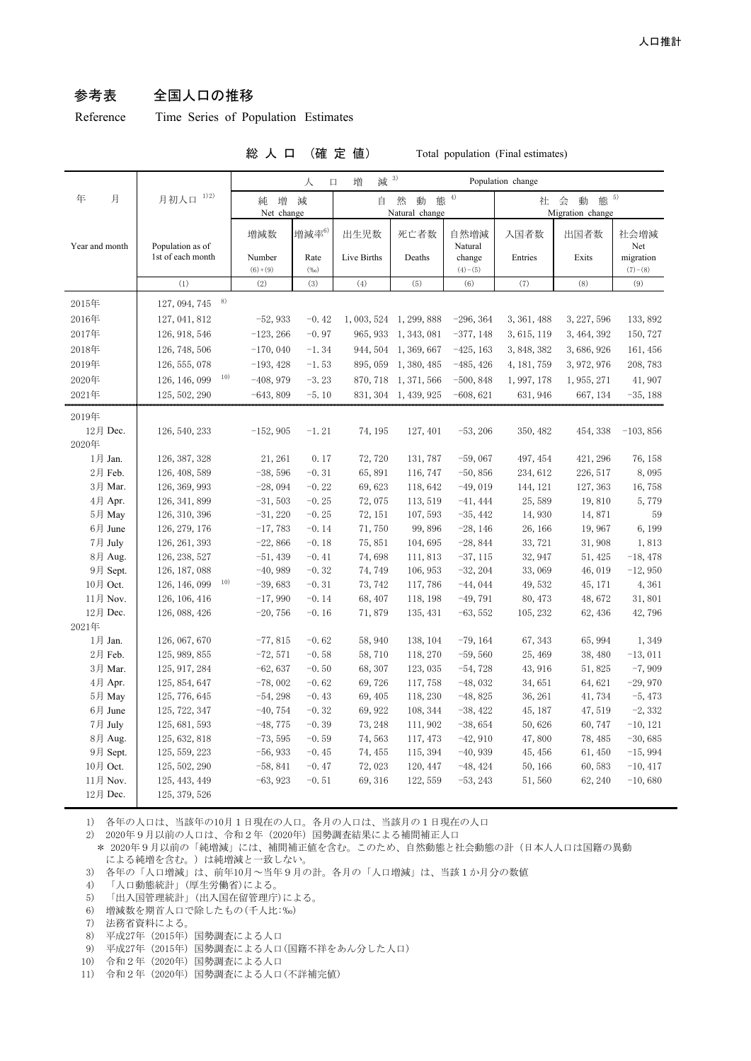## 参考表　全国人口の推移

Reference　Time Series of Population Estimates

総 人 口 （確 定 値）　Total population (Final estimates)

| 年 月 Year and month | 月初人口 1)2) Population as of 1st of each month | 人口増減 3) Population change | | | | | | | |
|---|---|---|---|---|---|---|---|---|---|
| | | 純増減 Net change | | 自然動態 4) Natural change | | | 社会動態 5) Migration change | | |
| | | 増減数 Number (6)+(9) | 増減率6) Rate (‰) | 出生児数 Live Births | 死亡者数 Deaths | 自然増減 Natural change (4)-(5) | 入国者数 Entries | 出国者数 Exits | 社会増減 Net migration (7)-(8) |
| | (1) | (2) | (3) | (4) | (5) | (6) | (7) | (8) | (9) |
| 2015年 | 127, 094, 745 8) | | | | | | | | |
| 2016年 | 127, 041, 812 | −52, 933 | −0. 42 | 1, 003, 524 | 1, 299, 888 | −296, 364 | 3, 361, 488 | 3, 227, 596 | 133, 892 |
| 2017年 | 126, 918, 546 | −123, 266 | −0. 97 | 965, 933 | 1, 343, 081 | −377, 148 | 3, 615, 119 | 3, 464, 392 | 150, 727 |
| 2018年 | 126, 748, 506 | −170, 040 | −1. 34 | 944, 504 | 1, 369, 667 | −425, 163 | 3, 848, 382 | 3, 686, 926 | 161, 456 |
| 2019年 | 126, 555, 078 | −193, 428 | −1. 53 | 895, 059 | 1, 380, 485 | −485, 426 | 4, 181, 759 | 3, 972, 976 | 208, 783 |
| 2020年 | 126, 146, 099 10) | −408, 979 | −3. 23 | 870, 718 | 1, 371, 566 | −500, 848 | 1, 997, 178 | 1, 955, 271 | 41, 907 |
| 2021年 | 125, 502, 290 | −643, 809 | −5. 10 | 831, 304 | 1, 439, 925 | −608, 621 | 631, 946 | 667, 134 | −35, 188 |
| 2019年 | | | | | | | | | |
| 12月 Dec. | 126, 540, 233 | −152, 905 | −1. 21 | 74, 195 | 127, 401 | −53, 206 | 350, 482 | 454, 338 | −103, 856 |
| 2020年 | | | | | | | | | |
| 1月 Jan. | 126, 387, 328 | 21, 261 | 0. 17 | 72, 720 | 131, 787 | −59, 067 | 497, 454 | 421, 296 | 76, 158 |
| 2月 Feb. | 126, 408, 589 | −38, 596 | −0. 31 | 65, 891 | 116, 747 | −50, 856 | 234, 612 | 226, 517 | 8, 095 |
| 3月 Mar. | 126, 369, 993 | −28, 094 | −0. 22 | 69, 623 | 118, 642 | −49, 019 | 144, 121 | 127, 363 | 16, 758 |
| 4月 Apr. | 126, 341, 899 | −31, 503 | −0. 25 | 72, 075 | 113, 519 | −41, 444 | 25, 589 | 19, 810 | 5, 779 |
| 5月 May | 126, 310, 396 | −31, 220 | −0. 25 | 72, 151 | 107, 593 | −35, 442 | 14, 930 | 14, 871 | 59 |
| 6月 June | 126, 279, 176 | −17, 783 | −0. 14 | 71, 750 | 99, 896 | −28, 146 | 26, 166 | 19, 967 | 6, 199 |
| 7月 July | 126, 261, 393 | −22, 866 | −0. 18 | 75, 851 | 104, 695 | −28, 844 | 33, 721 | 31, 908 | 1, 813 |
| 8月 Aug. | 126, 238, 527 | −51, 439 | −0. 41 | 74, 698 | 111, 813 | −37, 115 | 32, 947 | 51, 425 | −18, 478 |
| 9月 Sept. | 126, 187, 088 | −40, 989 | −0. 32 | 74, 749 | 106, 953 | −32, 204 | 33, 069 | 46, 019 | −12, 950 |
| 10月 Oct. | 126, 146, 099 10) | −39, 683 | −0. 31 | 73, 742 | 117, 786 | −44, 044 | 49, 532 | 45, 171 | 4, 361 |
| 11月 Nov. | 126, 106, 416 | −17, 990 | −0. 14 | 68, 407 | 118, 198 | −49, 791 | 80, 473 | 48, 672 | 31, 801 |
| 12月 Dec. | 126, 088, 426 | −20, 756 | −0. 16 | 71, 879 | 135, 431 | −63, 552 | 105, 232 | 62, 436 | 42, 796 |
| 2021年 | | | | | | | | | |
| 1月 Jan. | 126, 067, 670 | −77, 815 | −0. 62 | 58, 940 | 138, 104 | −79, 164 | 67, 343 | 65, 994 | 1, 349 |
| 2月 Feb. | 125, 989, 855 | −72, 571 | −0. 58 | 58, 710 | 118, 270 | −59, 560 | 25, 469 | 38, 480 | −13, 011 |
| 3月 Mar. | 125, 917, 284 | −62, 637 | −0. 50 | 68, 307 | 123, 035 | −54, 728 | 43, 916 | 51, 825 | −7, 909 |
| 4月 Apr. | 125, 854, 647 | −78, 002 | −0. 62 | 69, 726 | 117, 758 | −48, 032 | 34, 651 | 64, 621 | −29, 970 |
| 5月 May | 125, 776, 645 | −54, 298 | −0. 43 | 69, 405 | 118, 230 | −48, 825 | 36, 261 | 41, 734 | −5, 473 |
| 6月 June | 125, 722, 347 | −40, 754 | −0. 32 | 69, 922 | 108, 344 | −38, 422 | 45, 187 | 47, 519 | −2, 332 |
| 7月 July | 125, 681, 593 | −48, 775 | −0. 39 | 73, 248 | 111, 902 | −38, 654 | 50, 626 | 60, 747 | −10, 121 |
| 8月 Aug. | 125, 632, 818 | −73, 595 | −0. 59 | 74, 563 | 117, 473 | −42, 910 | 47, 800 | 78, 485 | −30, 685 |
| 9月 Sept. | 125, 559, 223 | −56, 933 | −0. 45 | 74, 455 | 115, 394 | −40, 939 | 45, 456 | 61, 450 | −15, 994 |
| 10月 Oct. | 125, 502, 290 | −58, 841 | −0. 47 | 72, 023 | 120, 447 | −48, 424 | 50, 166 | 60, 583 | −10, 417 |
| 11月 Nov. | 125, 443, 449 | −63, 923 | −0. 51 | 69, 316 | 122, 559 | −53, 243 | 51, 560 | 62, 240 | −10, 680 |
| 12月 Dec. | 125, 379, 526 | | | | | | | | |

1) 各年の人口は、当該年の10月１日現在の人口。各月の人口は、当該月の１日現在の人口
2) 2020年９月以前の人口は、令和２年（2020年）国勢調査結果による補間補正人口
　＊ 2020年９月以前の「純増減」には、補間補正値を含む。このため、自然動態と社会動態の計（日本人人口は国籍の異動による純増を含む。）は純増減と一致しない。
3) 各年の「人口増減」は、前年10月～当年９月の計。各月の「人口増減」は、当該１か月分の数値
4) 「人口動態統計」（厚生労働省）による。
5) 「出入国管理統計」（出入国在留管理庁）による。
6) 増減数を期首人口で除したもの（千人比:‰）
7) 法務省資料による。
8) 平成27年（2015年）国勢調査による人口
9) 平成27年（2015年）国勢調査による人口（国籍不祥をあん分した人口）
10) 令和２年（2020年）国勢調査による人口
11) 令和２年（2020年）国勢調査による人口（不詳補完値）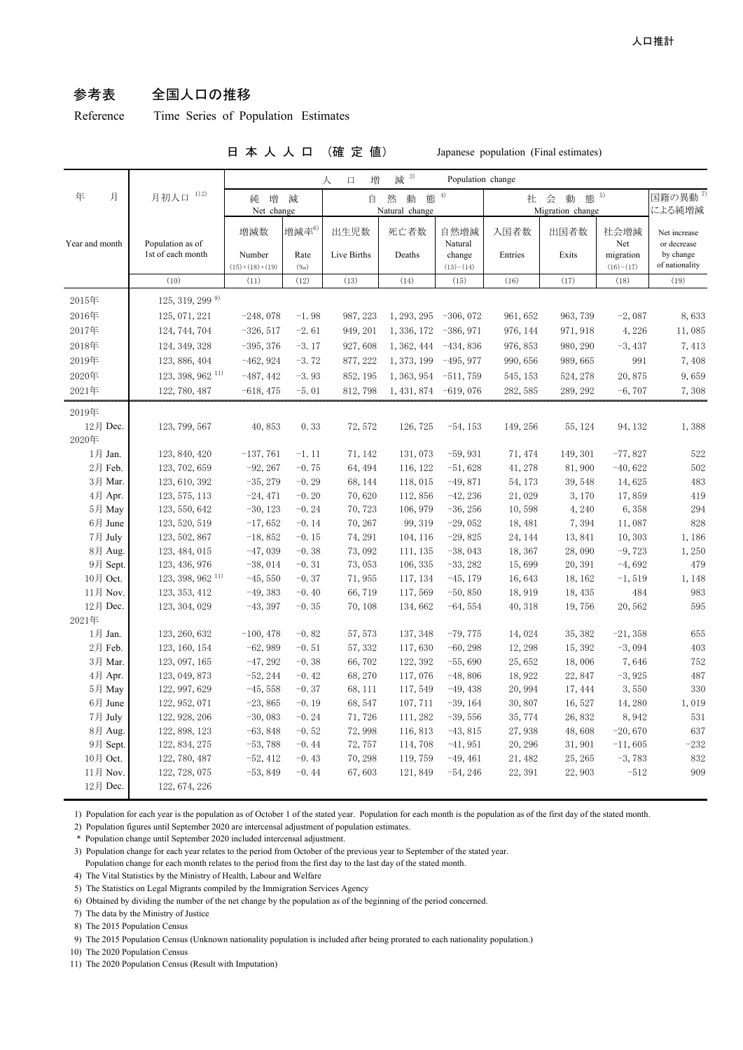## 参考表　全国人口の推移

Reference　Time Series of Population Estimates

日本人人口（確定値）　Japanese population (Final estimates)

| 年　月 Year and month | 月初人口 1)2) Population as of 1st of each month | 人口増減 3) Population change | | | | | | | | |
|---|---|---|---|---|---|---|---|---|---|---|
| | | 純増減 Net change | | 自然動態 4) Natural change | | | 社会動態 5) Migration change | | | 国籍の異動 7) による純増減 |
| | | 増減数 Number (15)+(18)+(19) | 増減率6) Rate (‰) | 出生児数 Live Births | 死亡者数 Deaths | 自然増減 Natural change (13)−(14) | 入国者数 Entries | 出国者数 Exits | 社会増減 Net migration (16)−(17) | Net increase or decrease by change of nationality |
| | (10) | (11) | (12) | (13) | (14) | (15) | (16) | (17) | (18) | (19) |
| 2015年 | 125, 319, 299 9) | | | | | | | | | |
| 2016年 | 125, 071, 221 | −248, 078 | −1. 98 | 987, 223 | 1, 293, 295 | −306, 072 | 961, 652 | 963, 739 | −2, 087 | 8, 633 |
| 2017年 | 124, 744, 704 | −326, 517 | −2. 61 | 949, 201 | 1, 336, 172 | −386, 971 | 976, 144 | 971, 918 | 4, 226 | 11, 085 |
| 2018年 | 124, 349, 328 | −395, 376 | −3. 17 | 927, 608 | 1, 362, 444 | −434, 836 | 976, 853 | 980, 290 | −3, 437 | 7, 413 |
| 2019年 | 123, 886, 404 | −462, 924 | −3. 72 | 877, 222 | 1, 373, 199 | −495, 977 | 990, 656 | 989, 665 | 991 | 7, 408 |
| 2020年 | 123, 398, 962 11) | −487, 442 | −3. 93 | 852, 195 | 1, 363, 954 | −511, 759 | 545, 153 | 524, 278 | 20, 875 | 9, 659 |
| 2021年 | 122, 780, 487 | −618, 475 | −5. 01 | 812, 798 | 1, 431, 874 | −619, 076 | 282, 585 | 289, 292 | −6, 707 | 7, 308 |
| 2019年 | | | | | | | | | | |
| 12月 Dec. | 123, 799, 567 | 40, 853 | 0. 33 | 72, 572 | 126, 725 | −54, 153 | 149, 256 | 55, 124 | 94, 132 | 1, 388 |
| 2020年 | | | | | | | | | | |
| 1月 Jan. | 123, 840, 420 | −137, 761 | −1. 11 | 71, 142 | 131, 073 | −59, 931 | 71, 474 | 149, 301 | −77, 827 | 522 |
| 2月 Feb. | 123, 702, 659 | −92, 267 | −0. 75 | 64, 494 | 116, 122 | −51, 628 | 41, 278 | 81, 900 | −40, 622 | 502 |
| 3月 Mar. | 123, 610, 392 | −35, 279 | −0. 29 | 68, 144 | 118, 015 | −49, 871 | 54, 173 | 39, 548 | 14, 625 | 483 |
| 4月 Apr. | 123, 575, 113 | −24, 471 | −0. 20 | 70, 620 | 112, 856 | −42, 236 | 21, 029 | 3, 170 | 17, 859 | 419 |
| 5月 May | 123, 550, 642 | −30, 123 | −0. 24 | 70, 723 | 106, 979 | −36, 256 | 10, 598 | 4, 240 | 6, 358 | 294 |
| 6月 June | 123, 520, 519 | −17, 652 | −0. 14 | 70, 267 | 99, 319 | −29, 052 | 18, 481 | 7, 394 | 11, 087 | 828 |
| 7月 July | 123, 502, 867 | −18, 852 | −0. 15 | 74, 291 | 104, 116 | −29, 825 | 24, 144 | 13, 841 | 10, 303 | 1, 186 |
| 8月 Aug. | 123, 484, 015 | −47, 039 | −0. 38 | 73, 092 | 111, 135 | −38, 043 | 18, 367 | 28, 090 | −9, 723 | 1, 250 |
| 9月 Sept. | 123, 436, 976 | −38, 014 | −0. 31 | 73, 053 | 106, 335 | −33, 282 | 15, 699 | 20, 391 | −4, 692 | 479 |
| 10月 Oct. | 123, 398, 962 11) | −45, 550 | −0. 37 | 71, 955 | 117, 134 | −45, 179 | 16, 643 | 18, 162 | −1, 519 | 1, 148 |
| 11月 Nov. | 123, 353, 412 | −49, 383 | −0. 40 | 66, 719 | 117, 569 | −50, 850 | 18, 919 | 18, 435 | 484 | 983 |
| 12月 Dec. | 123, 304, 029 | −43, 397 | −0. 35 | 70, 108 | 134, 662 | −64, 554 | 40, 318 | 19, 756 | 20, 562 | 595 |
| 2021年 | | | | | | | | | | |
| 1月 Jan. | 123, 260, 632 | −100, 478 | −0. 82 | 57, 573 | 137, 348 | −79, 775 | 14, 024 | 35, 382 | −21, 358 | 655 |
| 2月 Feb. | 123, 160, 154 | −62, 989 | −0. 51 | 57, 332 | 117, 630 | −60, 298 | 12, 298 | 15, 392 | −3, 094 | 403 |
| 3月 Mar. | 123, 097, 165 | −47, 292 | −0. 38 | 66, 702 | 122, 392 | −55, 690 | 25, 652 | 18, 006 | 7, 646 | 752 |
| 4月 Apr. | 123, 049, 873 | −52, 244 | −0. 42 | 68, 270 | 117, 076 | −48, 806 | 18, 922 | 22, 847 | −3, 925 | 487 |
| 5月 May | 122, 997, 629 | −45, 558 | −0. 37 | 68, 111 | 117, 549 | −49, 438 | 20, 994 | 17, 444 | 3, 550 | 330 |
| 6月 June | 122, 952, 071 | −23, 865 | −0. 19 | 68, 547 | 107, 711 | −39, 164 | 30, 807 | 16, 527 | 14, 280 | 1, 019 |
| 7月 July | 122, 928, 206 | −30, 083 | −0. 24 | 71, 726 | 111, 282 | −39, 556 | 35, 774 | 26, 832 | 8, 942 | 531 |
| 8月 Aug. | 122, 898, 123 | −63, 848 | −0. 52 | 72, 998 | 116, 813 | −43, 815 | 27, 938 | 48, 608 | −20, 670 | 637 |
| 9月 Sept. | 122, 834, 275 | −53, 788 | −0. 44 | 72, 757 | 114, 708 | −41, 951 | 20, 296 | 31, 901 | −11, 605 | −232 |
| 10月 Oct. | 122, 780, 487 | −52, 412 | −0. 43 | 70, 298 | 119, 759 | −49, 461 | 21, 482 | 25, 265 | −3, 783 | 832 |
| 11月 Nov. | 122, 728, 075 | −53, 849 | −0. 44 | 67, 603 | 121, 849 | −54, 246 | 22, 391 | 22, 903 | −512 | 909 |
| 12月 Dec. | 122, 674, 226 | | | | | | | | | |

1) Population for each year is the population as of October 1 of the stated year. Population for each month is the population as of the first day of the stated month.

2) Population figures until September 2020 are intercensal adjustment of population estimates.

\* Population change until September 2020 included intercensal adjustment.

3) Population change for each year relates to the period from October of the previous year to September of the stated year.
Population change for each month relates to the period from the first day to the last day of the stated month.

4) The Vital Statistics by the Ministry of Health, Labour and Welfare

5) The Statistics on Legal Migrants compiled by the Immigration Services Agency

6) Obtained by dividing the number of the net change by the population as of the beginning of the period concerned.

7) The data by the Ministry of Justice

8) The 2015 Population Census

9) The 2015 Population Census (Unknown nationality population is included after being prorated to each nationality population.)

10) The 2020 Population Census

11) The 2020 Population Census (Result with Imputation)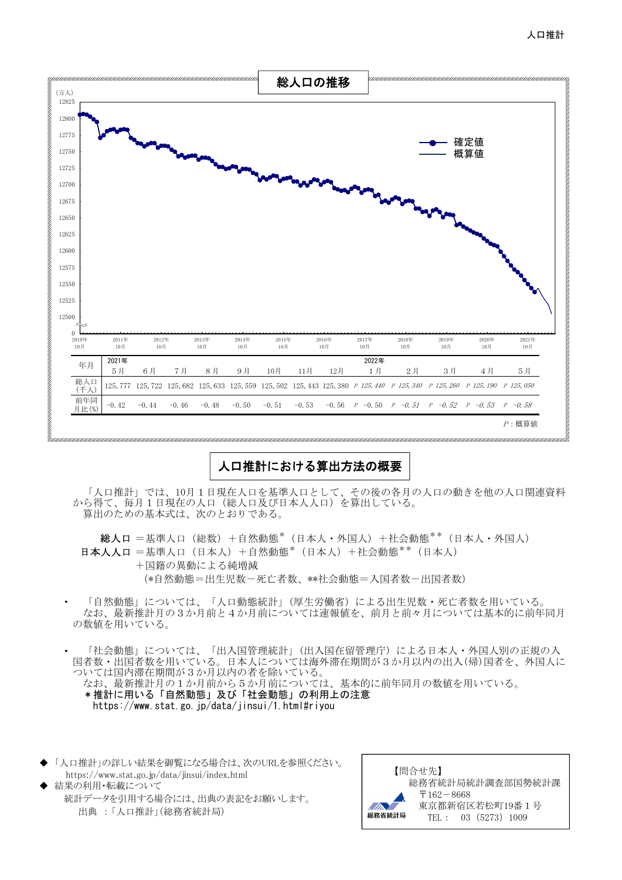## 総人口の推移

(万人)

12825
12800
12775
12750
12725
12700
12675
12650
12625
12600
12575
12550
12525
12500
0

確定値
概算値

2010年 10月
2011年 10月
2012年 10月
2013年 10月
2014年 10月
2015年 10月
2016年 10月
2017年 10月
2018年 10月
2019年 10月
2020年 10月
2021年 10月

| 年月 | 2021年 5月 | 6月 | 7月 | 8月 | 9月 | 10月 | 11月 | 12月 | 2022年 1月 | 2月 | 3月 | 4月 | 5月 |
|---|---|---|---|---|---|---|---|---|---|---|---|---|---|
| 総人口 (千人) | 125, 777 | 125, 722 | 125, 682 | 125, 633 | 125, 559 | 125, 502 | 125, 443 | 125, 380 | P 125, 440 | P 125, 340 | P 125, 260 | P 125, 190 | P 125, 050 |
| 前年同月比(%) | −0. 42 | −0. 44 | −0. 46 | −0. 48 | −0. 50 | −0. 51 | −0. 53 | −0. 56 | P −0. 50 | P −0. 51 | P −0. 52 | P −0. 53 | P −0. 58 |

P：概算値

## 人口推計における算出方法の概要

「人口推計」では、10月１日現在人口を基準人口として、その後の各月の人口の動きを他の人口関連資料から得て、毎月１日現在の人口（総人口及び日本人人口）を算出している。

算出のための基本式は、次のとおりである。

**総人口** ＝基準人口（総数）＋自然動態*（日本人・外国人）＋社会動態**（日本人・外国人）

**日本人人口** ＝基準人口（日本人）＋自然動態*（日本人）＋社会動態**（日本人）＋国籍の異動による純増減

(*自然動態＝出生児数－死亡者数、**社会動態＝入国者数－出国者数)

- 「自然動態」については、「人口動態統計」（厚生労働省）による出生児数・死亡者数を用いている。
  なお、最新推計月の３か月前と４か月前については速報値を、前月と前々月については基本的に前年同月の数値を用いている。

- 「社会動態」については、「出入国管理統計」（出入国在留管理庁）による日本人・外国人別の正規の入国者数・出国者数を用いている。日本人については海外滞在期間が３か月以内の出入(帰)国者を、外国人については国内滞在期間が３か月以内の者を除いている。
  なお、最新推計月の１か月前から５か月前については、基本的に前年同月の数値を用いている。
  **＊推計に用いる「自然動態」及び「社会動態」の利用上の注意**
  https://www.stat.go.jp/data/jinsui/1.html#riyou

◆ 「人口推計」の詳しい結果を御覧になる場合は、次のURLを参照ください。
https://www.stat.go.jp/data/jinsui/index.html

◆ 結果の利用・転載について
統計データを引用する場合には、出典の表記をお願いします。
出典 ：「人口推計」（総務省統計局）

【問合せ先】
総務省統計局統計調査部国勢統計課
〒162－8668
東京都新宿区若松町19番１号
TEL： 03（5273）1009

総務省統計局